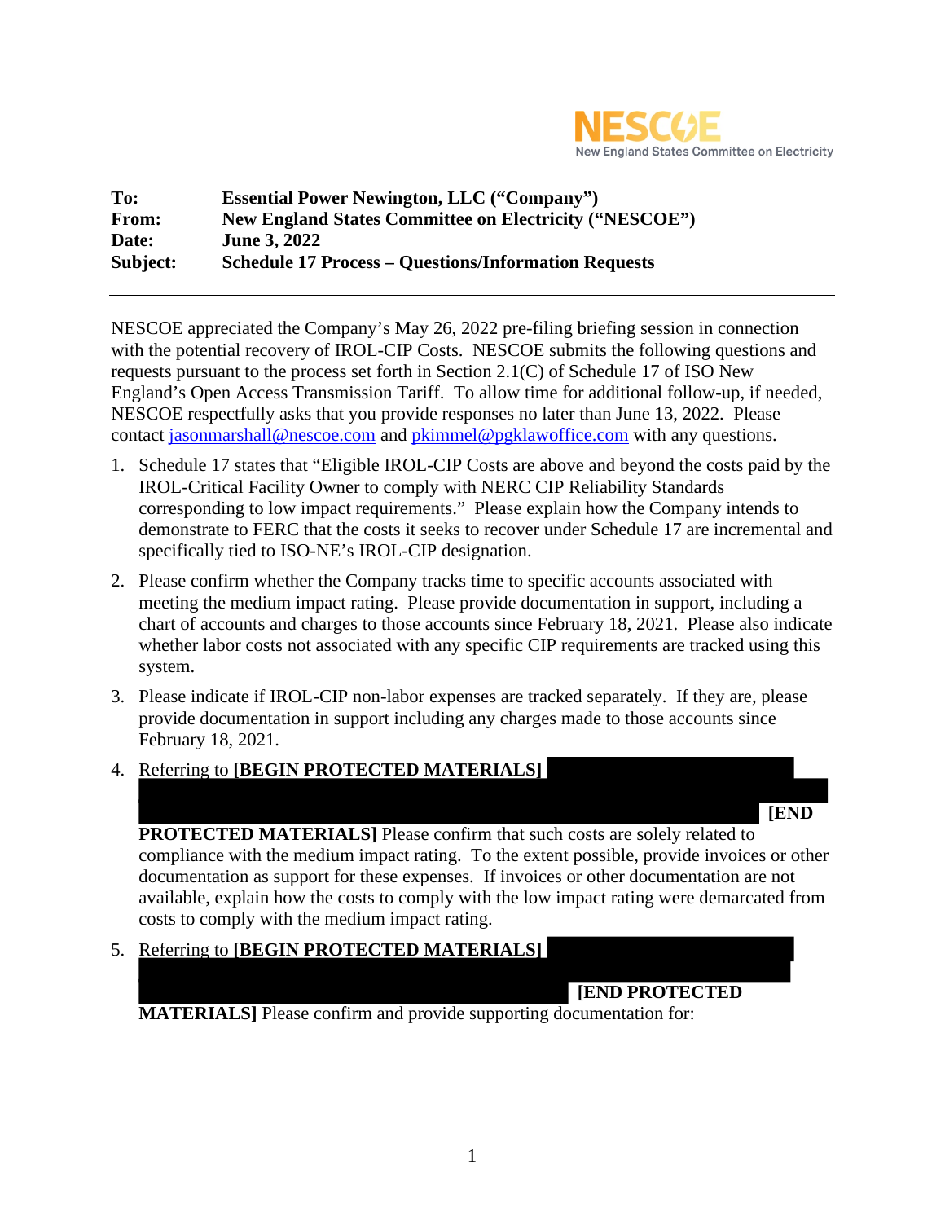**NESCOE**
New England States Committee on Electricity

| | |
|---|---|
| **To:** | **Essential Power Newington, LLC ("Company")** |
| **From:** | **New England States Committee on Electricity ("NESCOE")** |
| **Date:** | **June 3, 2022** |
| **Subject:** | **Schedule 17 Process – Questions/Information Requests** |

---

NESCOE appreciated the Company's May 26, 2022 pre-filing briefing session in connection with the potential recovery of IROL-CIP Costs. NESCOE submits the following questions and requests pursuant to the process set forth in Section 2.1(C) of Schedule 17 of ISO New England's Open Access Transmission Tariff. To allow time for additional follow-up, if needed, NESCOE respectfully asks that you provide responses no later than June 13, 2022. Please contact jasonmarshall@nescoe.com and pkimmel@pgklawoffice.com with any questions.

1. Schedule 17 states that "Eligible IROL-CIP Costs are above and beyond the costs paid by the IROL-Critical Facility Owner to comply with NERC CIP Reliability Standards corresponding to low impact requirements." Please explain how the Company intends to demonstrate to FERC that the costs it seeks to recover under Schedule 17 are incremental and specifically tied to ISO-NE's IROL-CIP designation.
2. Please confirm whether the Company tracks time to specific accounts associated with meeting the medium impact rating. Please provide documentation in support, including a chart of accounts and charges to those accounts since February 18, 2021. Please also indicate whether labor costs not associated with any specific CIP requirements are tracked using this system.
3. Please indicate if IROL-CIP non-labor expenses are tracked separately. If they are, please provide documentation in support including any charges made to those accounts since February 18, 2021.
4. Referring to **[BEGIN PROTECTED MATERIALS]** [REDACTED] **[END PROTECTED MATERIALS]** Please confirm that such costs are solely related to compliance with the medium impact rating. To the extent possible, provide invoices or other documentation as support for these expenses. If invoices or other documentation are not available, explain how the costs to comply with the low impact rating were demarcated from costs to comply with the medium impact rating.
5. Referring to **[BEGIN PROTECTED MATERIALS]** [REDACTED] **[END PROTECTED MATERIALS]** Please confirm and provide supporting documentation for: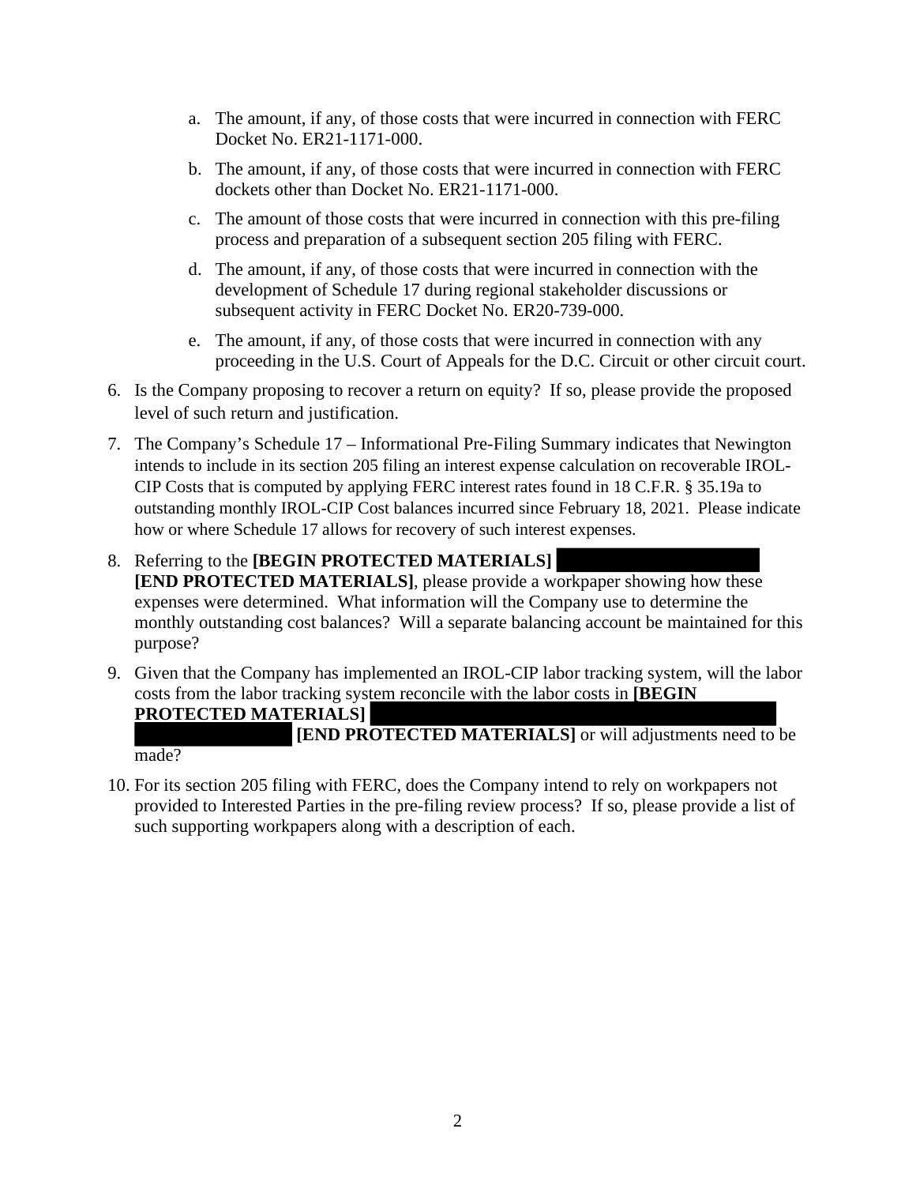a. The amount, if any, of those costs that were incurred in connection with FERC Docket No. ER21-1171-000.

b. The amount, if any, of those costs that were incurred in connection with FERC dockets other than Docket No. ER21-1171-000.

c. The amount of those costs that were incurred in connection with this pre-filing process and preparation of a subsequent section 205 filing with FERC.

d. The amount, if any, of those costs that were incurred in connection with the development of Schedule 17 during regional stakeholder discussions or subsequent activity in FERC Docket No. ER20-739-000.

e. The amount, if any, of those costs that were incurred in connection with any proceeding in the U.S. Court of Appeals for the D.C. Circuit or other circuit court.

6. Is the Company proposing to recover a return on equity? If so, please provide the proposed level of such return and justification.

7. The Company's Schedule 17 – Informational Pre-Filing Summary indicates that Newington intends to include in its section 205 filing an interest expense calculation on recoverable IROL-CIP Costs that is computed by applying FERC interest rates found in 18 C.F.R. § 35.19a to outstanding monthly IROL-CIP Cost balances incurred since February 18, 2021. Please indicate how or where Schedule 17 allows for recovery of such interest expenses.

8. Referring to the **[BEGIN PROTECTED MATERIALS]** **[END PROTECTED MATERIALS]**, please provide a workpaper showing how these expenses were determined. What information will the Company use to determine the monthly outstanding cost balances? Will a separate balancing account be maintained for this purpose?

9. Given that the Company has implemented an IROL-CIP labor tracking system, will the labor costs from the labor tracking system reconcile with the labor costs in **[BEGIN PROTECTED MATERIALS]** **[END PROTECTED MATERIALS]** or will adjustments need to be made?

10. For its section 205 filing with FERC, does the Company intend to rely on workpapers not provided to Interested Parties in the pre-filing review process? If so, please provide a list of such supporting workpapers along with a description of each.